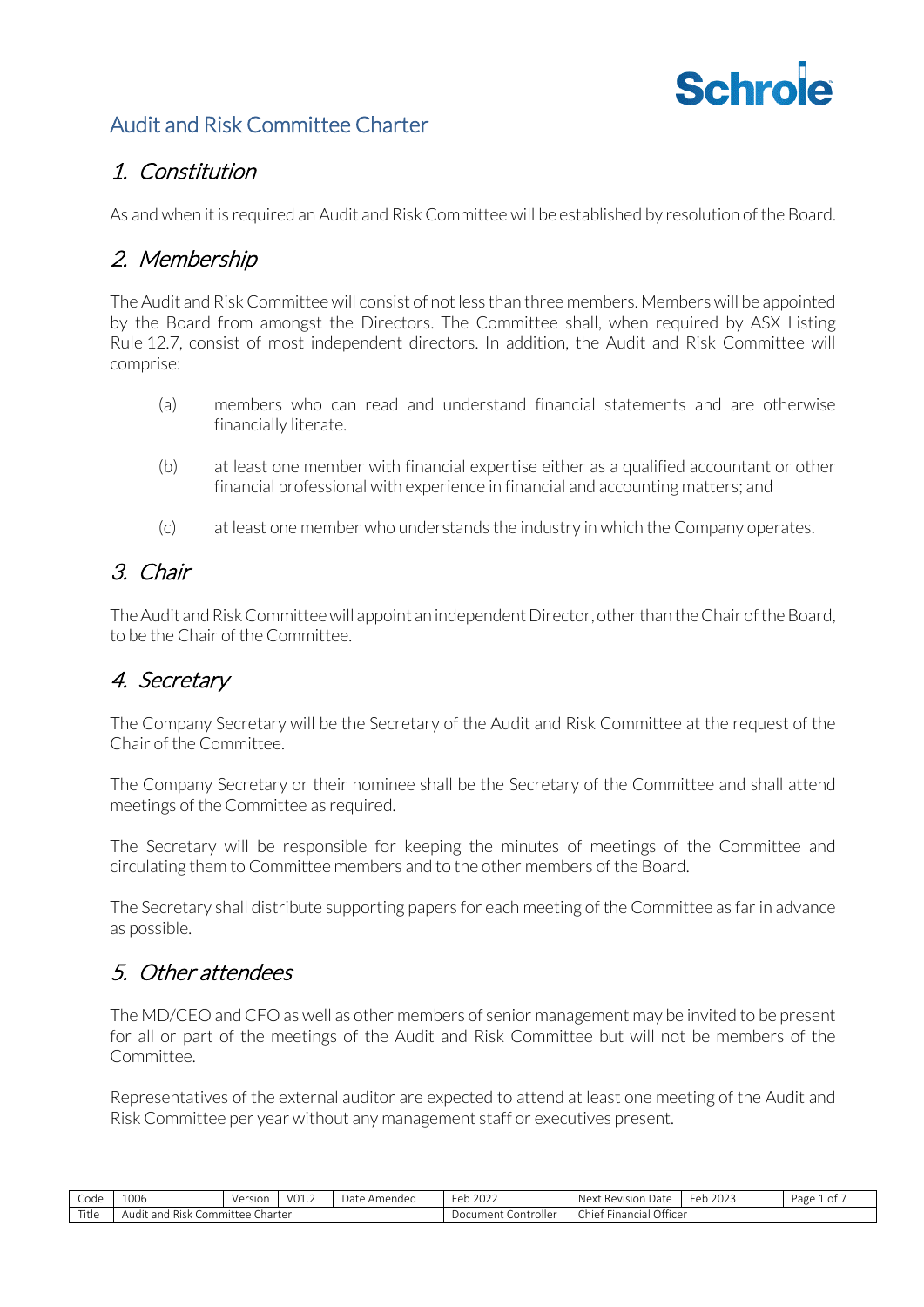# Audit and Risk Committee Charter

## 1. Constitution

As and when it is required an Audit and Risk Committee will be established by resolution of the Board.

## 2. Membership

The Audit and Risk Committee will consist of not less than three members. Members will be appointed by the Board from amongst the Directors. The Committee shall, when required by ASX Listing Rule 12.7, consist of most independent directors. In addition, the Audit and Risk Committee will comprise:

(a) members who can read and understand financial statements and are otherwise financially literate.

(b) at least one member with financial expertise either as a qualified accountant or other financial professional with experience in financial and accounting matters; and

(c) at least one member who understands the industry in which the Company operates.

## 3. Chair

The Audit and Risk Committee will appoint an independent Director, other than the Chair of the Board, to be the Chair of the Committee.

## 4. Secretary

The Company Secretary will be the Secretary of the Audit and Risk Committee at the request of the Chair of the Committee.

The Company Secretary or their nominee shall be the Secretary of the Committee and shall attend meetings of the Committee as required.

The Secretary will be responsible for keeping the minutes of meetings of the Committee and circulating them to Committee members and to the other members of the Board.

The Secretary shall distribute supporting papers for each meeting of the Committee as far in advance as possible.

## 5. Other attendees

The MD/CEO and CFO as well as other members of senior management may be invited to be present for all or part of the meetings of the Audit and Risk Committee but will not be members of the Committee.

Representatives of the external auditor are expected to attend at least one meeting of the Audit and Risk Committee per year without any management staff or executives present.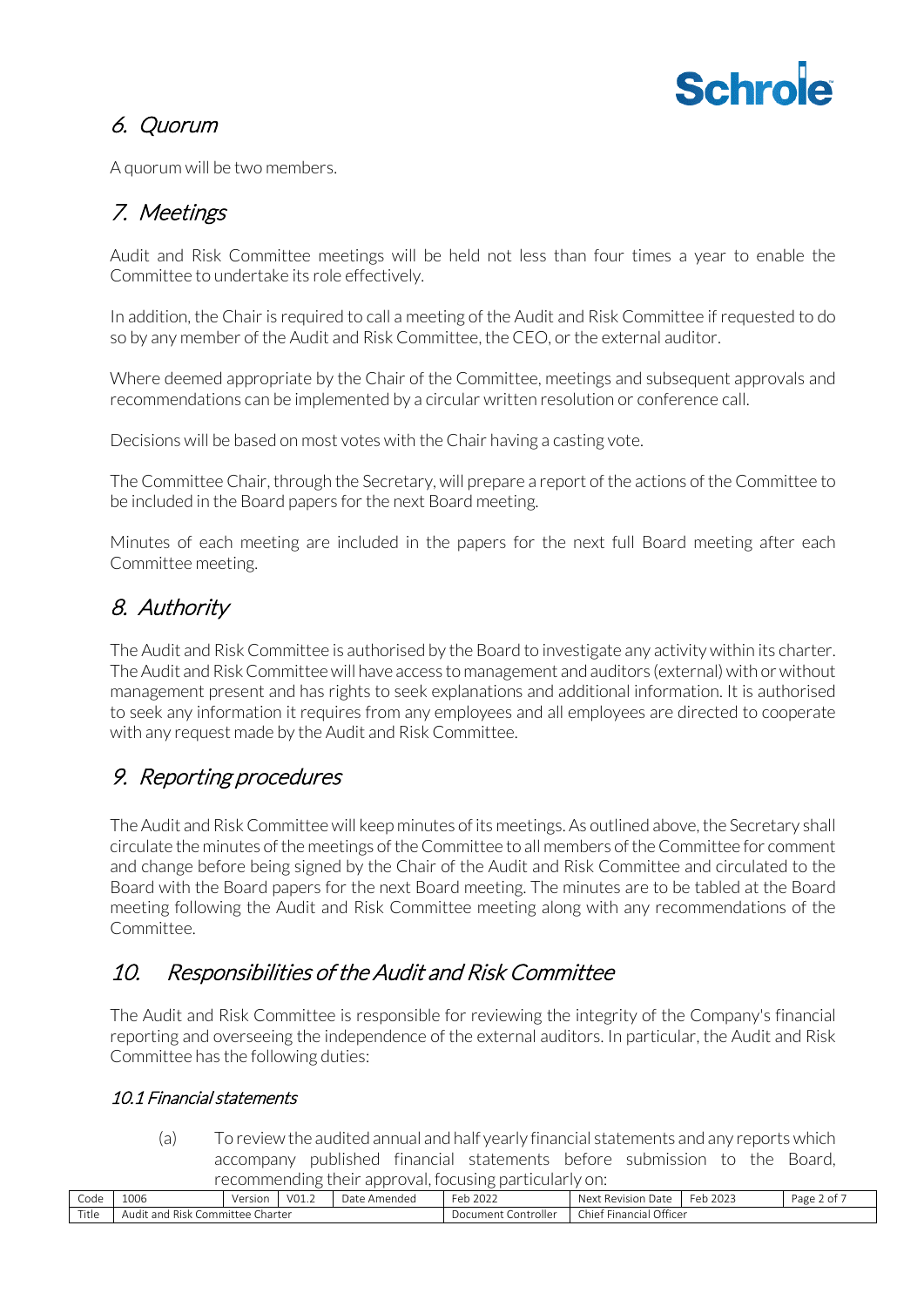## 6. Quorum

A quorum will be two members.

## 7. Meetings

Audit and Risk Committee meetings will be held not less than four times a year to enable the Committee to undertake its role effectively.

In addition, the Chair is required to call a meeting of the Audit and Risk Committee if requested to do so by any member of the Audit and Risk Committee, the CEO, or the external auditor.

Where deemed appropriate by the Chair of the Committee, meetings and subsequent approvals and recommendations can be implemented by a circular written resolution or conference call.

Decisions will be based on most votes with the Chair having a casting vote.

The Committee Chair, through the Secretary, will prepare a report of the actions of the Committee to be included in the Board papers for the next Board meeting.

Minutes of each meeting are included in the papers for the next full Board meeting after each Committee meeting.

## 8. Authority

The Audit and Risk Committee is authorised by the Board to investigate any activity within its charter. The Audit and Risk Committee will have access to management and auditors (external) with or without management present and has rights to seek explanations and additional information. It is authorised to seek any information it requires from any employees and all employees are directed to cooperate with any request made by the Audit and Risk Committee.

## 9. Reporting procedures

The Audit and Risk Committee will keep minutes of its meetings. As outlined above, the Secretary shall circulate the minutes of the meetings of the Committee to all members of the Committee for comment and change before being signed by the Chair of the Audit and Risk Committee and circulated to the Board with the Board papers for the next Board meeting. The minutes are to be tabled at the Board meeting following the Audit and Risk Committee meeting along with any recommendations of the Committee.

## 10. Responsibilities of the Audit and Risk Committee

The Audit and Risk Committee is responsible for reviewing the integrity of the Company's financial reporting and overseeing the independence of the external auditors. In particular, the Audit and Risk Committee has the following duties:

### 10.1 Financial statements

(a) To review the audited annual and half yearly financial statements and any reports which accompany published financial statements before submission to the Board, recommending their approval, focusing particularly on: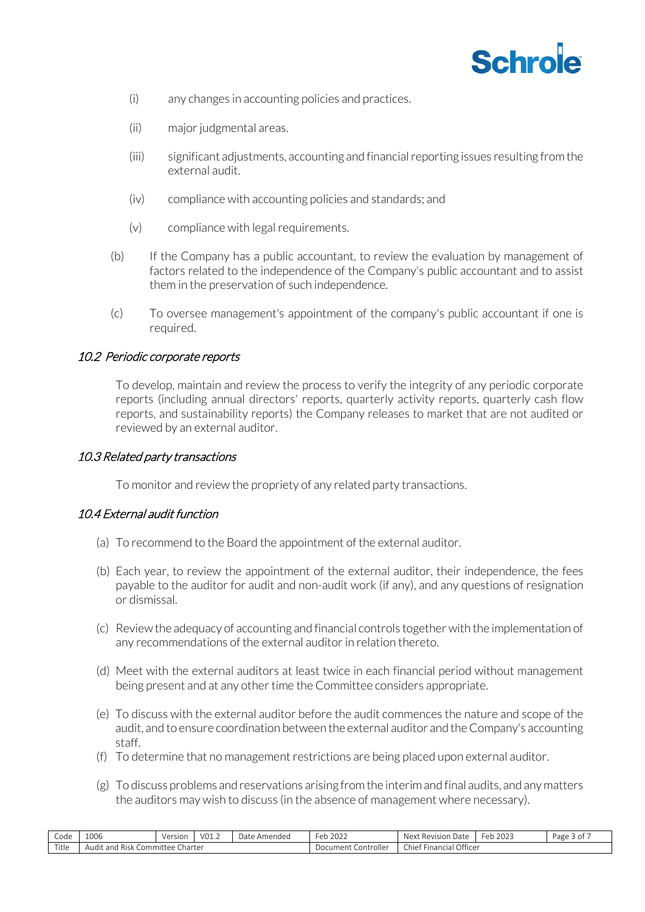(i) any changes in accounting policies and practices.

(ii) major judgmental areas.

(iii) significant adjustments, accounting and financial reporting issues resulting from the external audit.

(iv) compliance with accounting policies and standards; and

(v) compliance with legal requirements.

(b) If the Company has a public accountant, to review the evaluation by management of factors related to the independence of the Company's public accountant and to assist them in the preservation of such independence.

(c) To oversee management's appointment of the company's public accountant if one is required.

### *10.2 Periodic corporate reports*

To develop, maintain and review the process to verify the integrity of any periodic corporate reports (including annual directors' reports, quarterly activity reports, quarterly cash flow reports, and sustainability reports) the Company releases to market that are not audited or reviewed by an external auditor.

### *10.3 Related party transactions*

To monitor and review the propriety of any related party transactions.

### *10.4 External audit function*

(a) To recommend to the Board the appointment of the external auditor.

(b) Each year, to review the appointment of the external auditor, their independence, the fees payable to the auditor for audit and non-audit work (if any), and any questions of resignation or dismissal.

(c) Review the adequacy of accounting and financial controls together with the implementation of any recommendations of the external auditor in relation thereto.

(d) Meet with the external auditors at least twice in each financial period without management being present and at any other time the Committee considers appropriate.

(e) To discuss with the external auditor before the audit commences the nature and scope of the audit, and to ensure coordination between the external auditor and the Company's accounting staff.

(f) To determine that no management restrictions are being placed upon external auditor.

(g) To discuss problems and reservations arising from the interim and final audits, and any matters the auditors may wish to discuss (in the absence of management where necessary).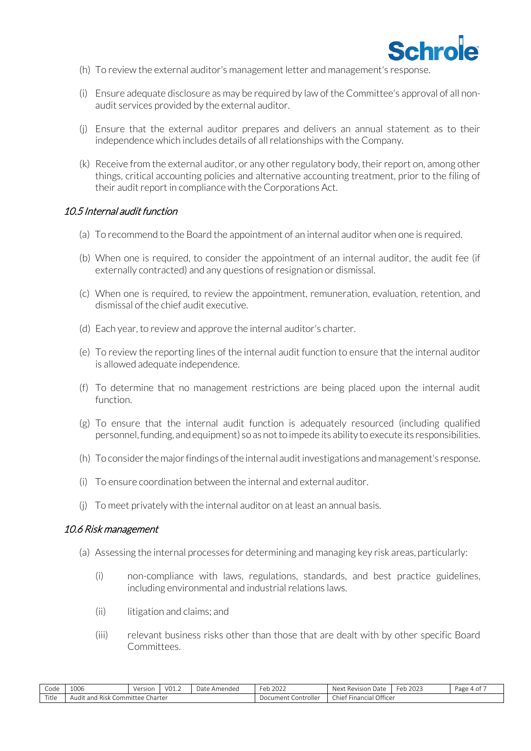(h) To review the external auditor's management letter and management's response.

(i) Ensure adequate disclosure as may be required by law of the Committee's approval of all non-audit services provided by the external auditor.

(j) Ensure that the external auditor prepares and delivers an annual statement as to their independence which includes details of all relationships with the Company.

(k) Receive from the external auditor, or any other regulatory body, their report on, among other things, critical accounting policies and alternative accounting treatment, prior to the filing of their audit report in compliance with the Corporations Act.

### *10.5 Internal audit function*

(a) To recommend to the Board the appointment of an internal auditor when one is required.

(b) When one is required, to consider the appointment of an internal auditor, the audit fee (if externally contracted) and any questions of resignation or dismissal.

(c) When one is required, to review the appointment, remuneration, evaluation, retention, and dismissal of the chief audit executive.

(d) Each year, to review and approve the internal auditor's charter.

(e) To review the reporting lines of the internal audit function to ensure that the internal auditor is allowed adequate independence.

(f) To determine that no management restrictions are being placed upon the internal audit function.

(g) To ensure that the internal audit function is adequately resourced (including qualified personnel, funding, and equipment) so as not to impede its ability to execute its responsibilities.

(h) To consider the major findings of the internal audit investigations and management's response.

(i) To ensure coordination between the internal and external auditor.

(j) To meet privately with the internal auditor on at least an annual basis.

### *10.6 Risk management*

(a) Assessing the internal processes for determining and managing key risk areas, particularly:

- (i) non-compliance with laws, regulations, standards, and best practice guidelines, including environmental and industrial relations laws.
- (ii) litigation and claims; and
- (iii) relevant business risks other than those that are dealt with by other specific Board Committees.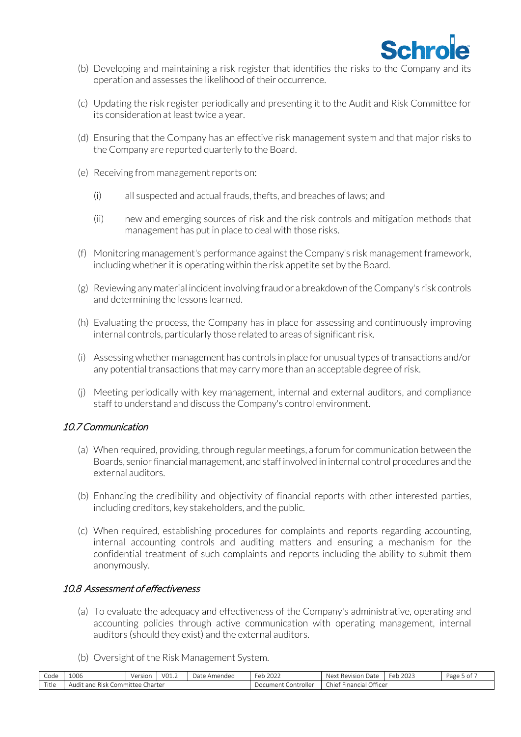(b) Developing and maintaining a risk register that identifies the risks to the Company and its operation and assesses the likelihood of their occurrence.

(c) Updating the risk register periodically and presenting it to the Audit and Risk Committee for its consideration at least twice a year.

(d) Ensuring that the Company has an effective risk management system and that major risks to the Company are reported quarterly to the Board.

(e) Receiving from management reports on:

  (i) all suspected and actual frauds, thefts, and breaches of laws; and

  (ii) new and emerging sources of risk and the risk controls and mitigation methods that management has put in place to deal with those risks.

(f) Monitoring management's performance against the Company's risk management framework, including whether it is operating within the risk appetite set by the Board.

(g) Reviewing any material incident involving fraud or a breakdown of the Company's risk controls and determining the lessons learned.

(h) Evaluating the process, the Company has in place for assessing and continuously improving internal controls, particularly those related to areas of significant risk.

(i) Assessing whether management has controls in place for unusual types of transactions and/or any potential transactions that may carry more than an acceptable degree of risk.

(j) Meeting periodically with key management, internal and external auditors, and compliance staff to understand and discuss the Company's control environment.

### *10.7 Communication*

(a) When required, providing, through regular meetings, a forum for communication between the Boards, senior financial management, and staff involved in internal control procedures and the external auditors.

(b) Enhancing the credibility and objectivity of financial reports with other interested parties, including creditors, key stakeholders, and the public.

(c) When required, establishing procedures for complaints and reports regarding accounting, internal accounting controls and auditing matters and ensuring a mechanism for the confidential treatment of such complaints and reports including the ability to submit them anonymously.

### *10.8 Assessment of effectiveness*

(a) To evaluate the adequacy and effectiveness of the Company's administrative, operating and accounting policies through active communication with operating management, internal auditors (should they exist) and the external auditors.

(b) Oversight of the Risk Management System.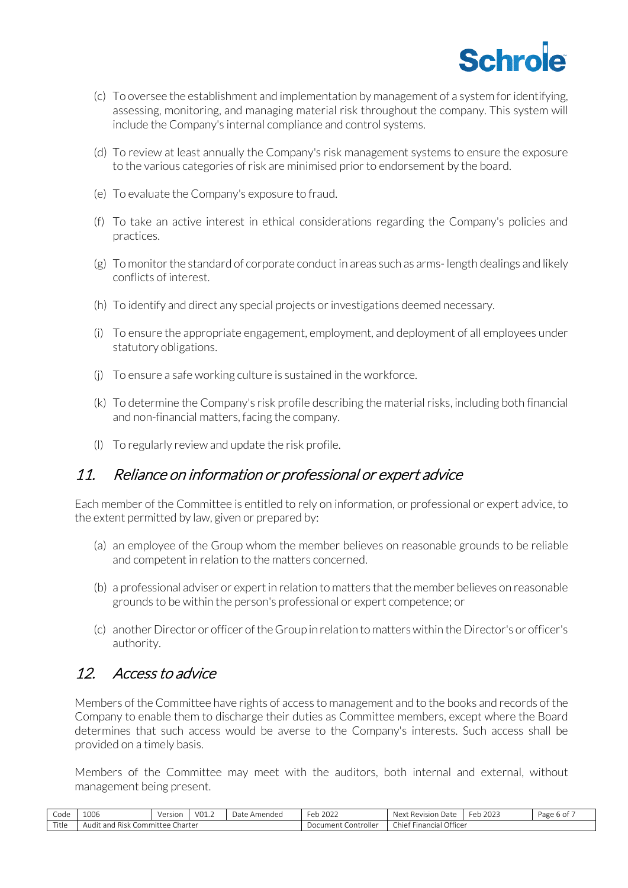(c) To oversee the establishment and implementation by management of a system for identifying, assessing, monitoring, and managing material risk throughout the company. This system will include the Company's internal compliance and control systems.

(d) To review at least annually the Company's risk management systems to ensure the exposure to the various categories of risk are minimised prior to endorsement by the board.

(e) To evaluate the Company's exposure to fraud.

(f) To take an active interest in ethical considerations regarding the Company's policies and practices.

(g) To monitor the standard of corporate conduct in areas such as arms- length dealings and likely conflicts of interest.

(h) To identify and direct any special projects or investigations deemed necessary.

(i) To ensure the appropriate engagement, employment, and deployment of all employees under statutory obligations.

(j) To ensure a safe working culture is sustained in the workforce.

(k) To determine the Company's risk profile describing the material risks, including both financial and non-financial matters, facing the company.

(l) To regularly review and update the risk profile.

## *11. Reliance on information or professional or expert advice*

Each member of the Committee is entitled to rely on information, or professional or expert advice, to the extent permitted by law, given or prepared by:

(a) an employee of the Group whom the member believes on reasonable grounds to be reliable and competent in relation to the matters concerned.

(b) a professional adviser or expert in relation to matters that the member believes on reasonable grounds to be within the person's professional or expert competence; or

(c) another Director or officer of the Group in relation to matters within the Director's or officer's authority.

## *12. Access to advice*

Members of the Committee have rights of access to management and to the books and records of the Company to enable them to discharge their duties as Committee members, except where the Board determines that such access would be averse to the Company's interests. Such access shall be provided on a timely basis.

Members of the Committee may meet with the auditors, both internal and external, without management being present.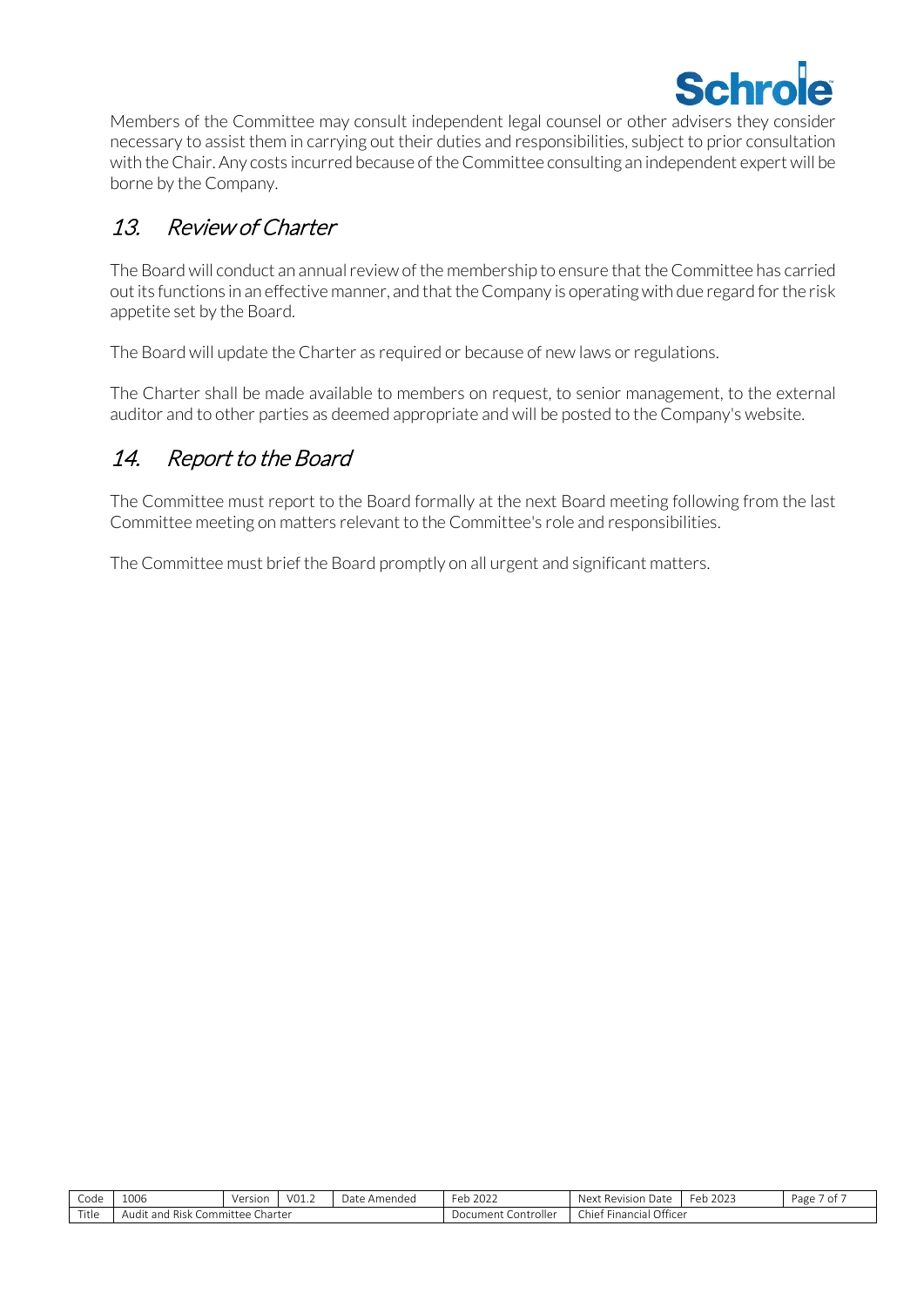Members of the Committee may consult independent legal counsel or other advisers they consider necessary to assist them in carrying out their duties and responsibilities, subject to prior consultation with the Chair. Any costs incurred because of the Committee consulting an independent expert will be borne by the Company.

## *13. Review of Charter*

The Board will conduct an annual review of the membership to ensure that the Committee has carried out its functions in an effective manner, and that the Company is operating with due regard for the risk appetite set by the Board.

The Board will update the Charter as required or because of new laws or regulations.

The Charter shall be made available to members on request, to senior management, to the external auditor and to other parties as deemed appropriate and will be posted to the Company's website.

## *14. Report to the Board*

The Committee must report to the Board formally at the next Board meeting following from the last Committee meeting on matters relevant to the Committee's role and responsibilities.

The Committee must brief the Board promptly on all urgent and significant matters.